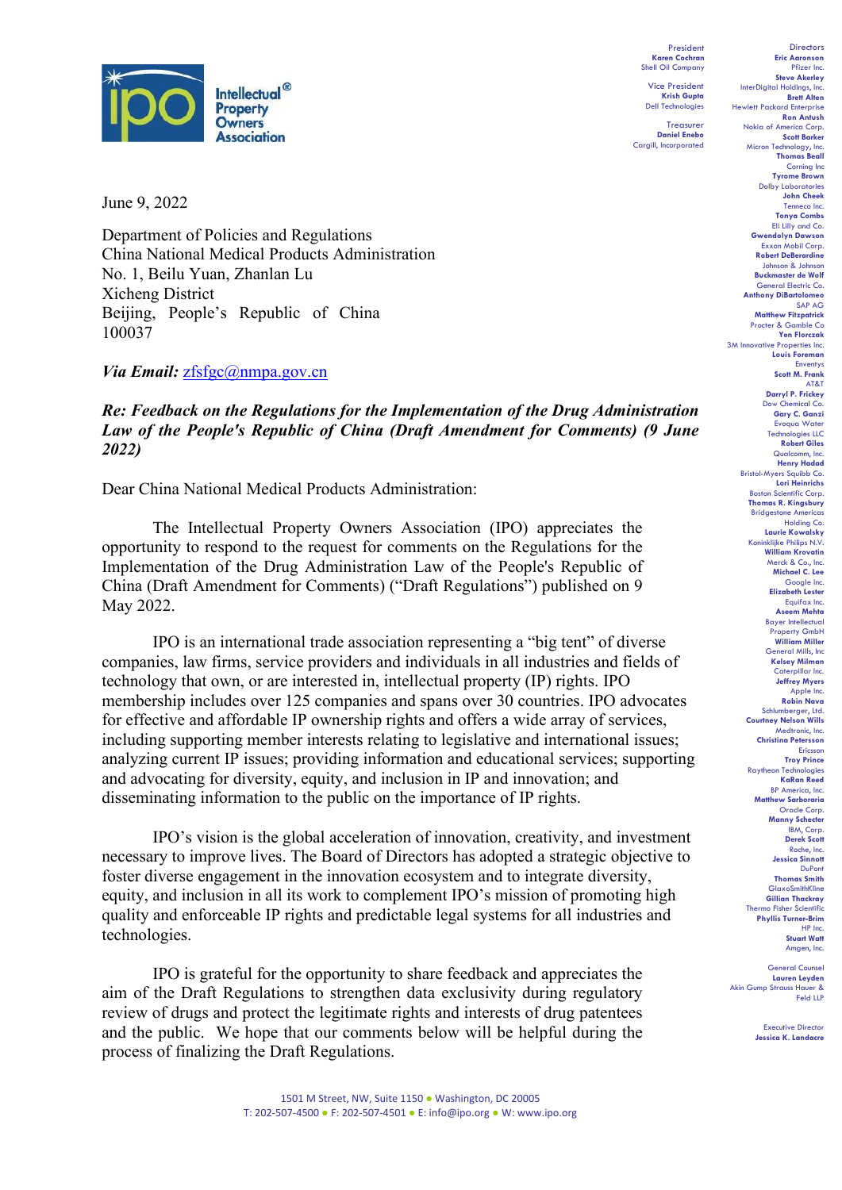**Intellectual Property Owners Association**

President
**Karen Cochran**
Shell Oil Company

Vice President
**Krish Gupta**
Dell Technologies

Treasurer
**Daniel Enebo**
Cargill, Incorporated

Directors
**Eric Aaronson**
Pfizer Inc.
**Steve Akerley**
InterDigital Holdings, Inc.
**Brett Alten**
Hewlett Packard Enterprise
**Ron Antush**
Nokia of America Corp.
**Scott Barker**
Micron Technology, Inc.
**Thomas Beall**
Corning Inc
**Tyrome Brown**
Dolby Laboratories
**John Cheek**
Tenneco Inc.
**Tonya Combs**
Eli Lilly and Co.
**Gwendolyn Dawson**
Exxon Mobil Corp.
**Robert DeBerardine**
Johnson & Johnson
**Buckmaster de Wolf**
General Electric Co.
**Anthony DiBartolomeo**
SAP AG
**Matthew Fitzpatrick**
Procter & Gamble Co
**Yen Florczak**
3M Innovative Properties Inc.
**Louis Foreman**
Enventys
**Scott M. Frank**
AT&T
**Darryl P. Frickey**
Dow Chemical Co.
**Gary C. Ganzi**
Evoqua Water Technologies LLC
**Robert Giles**
Qualcomm, Inc.
**Henry Hadad**
Bristol-Myers Squibb Co.
**Lori Heinrichs**
Boston Scientific Corp.
**Thomas R. Kingsbury**
Bridgestone Americas Holding Co.
**Laurie Kowalsky**
Koninklijke Philips N.V.
**William Krovatin**
Merck & Co., Inc.
**Michael C. Lee**
Google Inc.
**Elizabeth Lester**
Equifax Inc.
**Aseem Mehta**
Bayer Intellectual Property GmbH
**William Miller**
General Mills, Inc
**Kelsey Milman**
Caterpillar Inc.
**Jeffrey Myers**
Apple Inc.
**Robin Nava**
Schlumberger, Ltd.
**Courtney Nelson Wills**
Medtronic, Inc.
**Christina Petersson**
Ericsson
**Troy Prince**
Raytheon Technologies
**KaRan Reed**
BP America, Inc.
**Matthew Sarboraria**
Oracle Corp.
**Manny Schecter**
IBM, Corp.
**Derek Scott**
Roche, Inc.
**Jessica Sinnott**
DuPont
**Thomas Smith**
GlaxoSmithKline
**Gillian Thackray**
Thermo Fisher Scientific
**Phyllis Turner-Brim**
HP Inc.
**Stuart Watt**
Amgen, Inc.

General Counsel
**Lauren Leyden**
Akin Gump Strauss Hauer & Feld LLP

Executive Director
**Jessica K. Landacre**

June 9, 2022

Department of Policies and Regulations
China National Medical Products Administration
No. 1, Beilu Yuan, Zhanlan Lu
Xicheng District
Beijing, People's Republic of China
100037

***Via Email:*** zfsfgc@nmpa.gov.cn

***Re: Feedback on the Regulations for the Implementation of the Drug Administration Law of the People's Republic of China (Draft Amendment for Comments) (9 June 2022)***

Dear China National Medical Products Administration:

The Intellectual Property Owners Association (IPO) appreciates the opportunity to respond to the request for comments on the Regulations for the Implementation of the Drug Administration Law of the People's Republic of China (Draft Amendment for Comments) ("Draft Regulations") published on 9 May 2022.

IPO is an international trade association representing a "big tent" of diverse companies, law firms, service providers and individuals in all industries and fields of technology that own, or are interested in, intellectual property (IP) rights. IPO membership includes over 125 companies and spans over 30 countries. IPO advocates for effective and affordable IP ownership rights and offers a wide array of services, including supporting member interests relating to legislative and international issues; analyzing current IP issues; providing information and educational services; supporting and advocating for diversity, equity, and inclusion in IP and innovation; and disseminating information to the public on the importance of IP rights.

IPO's vision is the global acceleration of innovation, creativity, and investment necessary to improve lives. The Board of Directors has adopted a strategic objective to foster diverse engagement in the innovation ecosystem and to integrate diversity, equity, and inclusion in all its work to complement IPO's mission of promoting high quality and enforceable IP rights and predictable legal systems for all industries and technologies.

IPO is grateful for the opportunity to share feedback and appreciates the aim of the Draft Regulations to strengthen data exclusivity during regulatory review of drugs and protect the legitimate rights and interests of drug patentees and the public. We hope that our comments below will be helpful during the process of finalizing the Draft Regulations.

1501 M Street, NW, Suite 1150 ● Washington, DC 20005
T: 202-507-4500 ● F: 202-507-4501 ● E: info@ipo.org ● W: www.ipo.org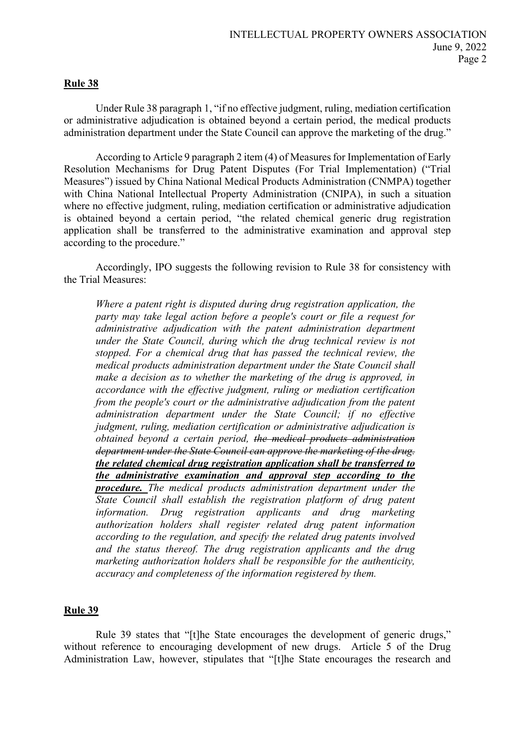## Rule 38

Under Rule 38 paragraph 1, "if no effective judgment, ruling, mediation certification or administrative adjudication is obtained beyond a certain period, the medical products administration department under the State Council can approve the marketing of the drug."

According to Article 9 paragraph 2 item (4) of Measures for Implementation of Early Resolution Mechanisms for Drug Patent Disputes (For Trial Implementation) ("Trial Measures") issued by China National Medical Products Administration (CNMPA) together with China National Intellectual Property Administration (CNIPA), in such a situation where no effective judgment, ruling, mediation certification or administrative adjudication is obtained beyond a certain period, "the related chemical generic drug registration application shall be transferred to the administrative examination and approval step according to the procedure."

Accordingly, IPO suggests the following revision to Rule 38 for consistency with the Trial Measures:

> *Where a patent right is disputed during drug registration application, the party may take legal action before a people's court or file a request for administrative adjudication with the patent administration department under the State Council, during which the drug technical review is not stopped. For a chemical drug that has passed the technical review, the medical products administration department under the State Council shall make a decision as to whether the marketing of the drug is approved, in accordance with the effective judgment, ruling or mediation certification from the people's court or the administrative adjudication from the patent administration department under the State Council; if no effective judgment, ruling, mediation certification or administrative adjudication is obtained beyond a certain period, ~~the medical products administration department under the State Council can approve the marketing of the drug.~~ **<u>the related chemical drug registration application shall be transferred to the administrative examination and approval step according to the procedure.</u>** The medical products administration department under the State Council shall establish the registration platform of drug patent information. Drug registration applicants and drug marketing authorization holders shall register related drug patent information according to the regulation, and specify the related drug patents involved and the status thereof. The drug registration applicants and the drug marketing authorization holders shall be responsible for the authenticity, accuracy and completeness of the information registered by them.*

## Rule 39

Rule 39 states that "[t]he State encourages the development of generic drugs," without reference to encouraging development of new drugs. Article 5 of the Drug Administration Law, however, stipulates that "[t]he State encourages the research and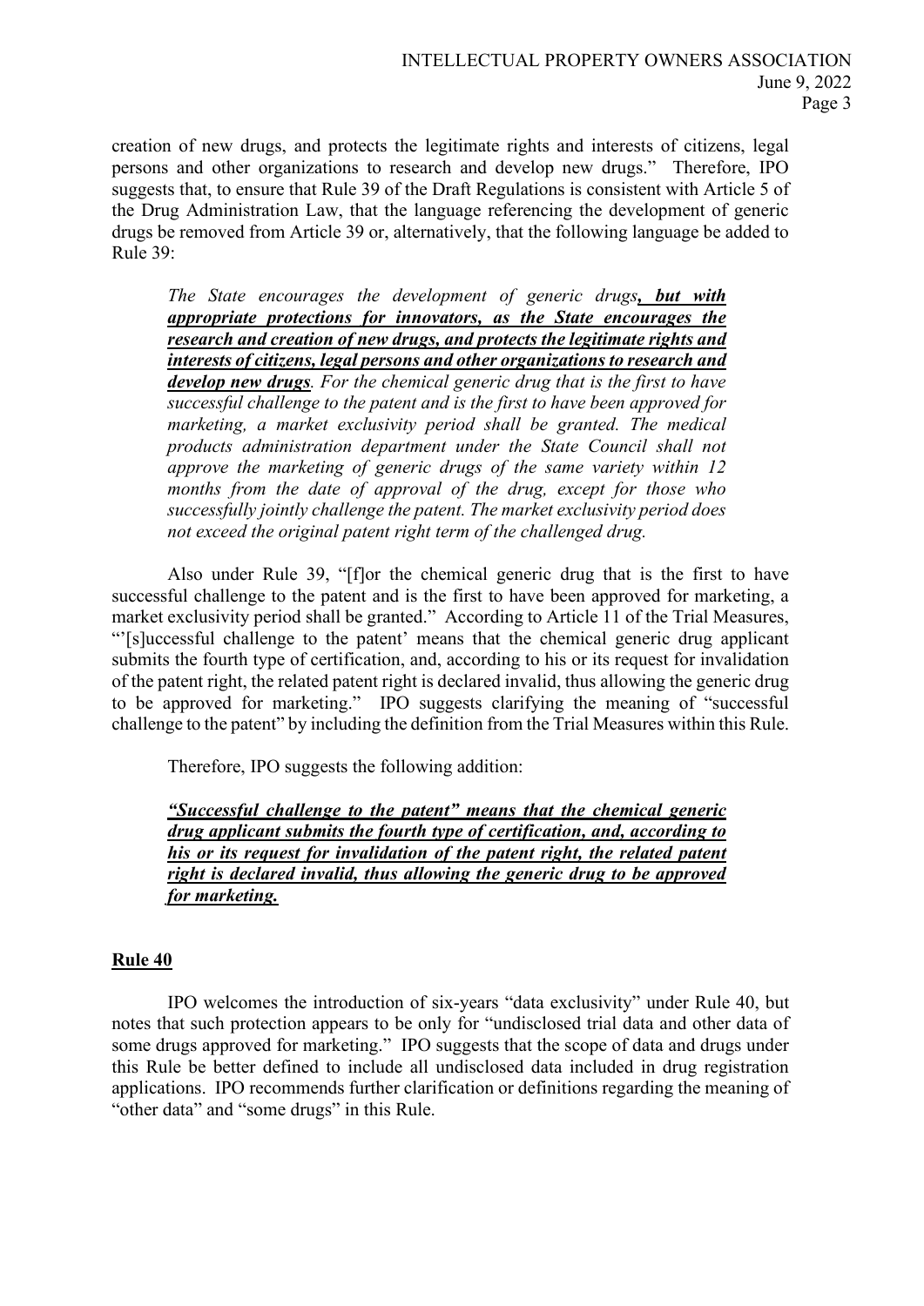creation of new drugs, and protects the legitimate rights and interests of citizens, legal persons and other organizations to research and develop new drugs." Therefore, IPO suggests that, to ensure that Rule 39 of the Draft Regulations is consistent with Article 5 of the Drug Administration Law, that the language referencing the development of generic drugs be removed from Article 39 or, alternatively, that the following language be added to Rule 39:

> *The State encourages the development of generic drugs**, but with appropriate protections for innovators, as the State encourages the research and creation of new drugs, and protects the legitimate rights and interests of citizens, legal persons and other organizations to research and develop new drugs**. For the chemical generic drug that is the first to have successful challenge to the patent and is the first to have been approved for marketing, a market exclusivity period shall be granted. The medical products administration department under the State Council shall not approve the marketing of generic drugs of the same variety within 12 months from the date of approval of the drug, except for those who successfully jointly challenge the patent. The market exclusivity period does not exceed the original patent right term of the challenged drug.*

Also under Rule 39, "[f]or the chemical generic drug that is the first to have successful challenge to the patent and is the first to have been approved for marketing, a market exclusivity period shall be granted." According to Article 11 of the Trial Measures, "'[s]uccessful challenge to the patent' means that the chemical generic drug applicant submits the fourth type of certification, and, according to his or its request for invalidation of the patent right, the related patent right is declared invalid, thus allowing the generic drug to be approved for marketing." IPO suggests clarifying the meaning of "successful challenge to the patent" by including the definition from the Trial Measures within this Rule.

Therefore, IPO suggests the following addition:

> ***"Successful challenge to the patent" means that the chemical generic drug applicant submits the fourth type of certification, and, according to his or its request for invalidation of the patent right, the related patent right is declared invalid, thus allowing the generic drug to be approved for marketing.***

## Rule 40

IPO welcomes the introduction of six-years "data exclusivity" under Rule 40, but notes that such protection appears to be only for "undisclosed trial data and other data of some drugs approved for marketing." IPO suggests that the scope of data and drugs under this Rule be better defined to include all undisclosed data included in drug registration applications. IPO recommends further clarification or definitions regarding the meaning of "other data" and "some drugs" in this Rule.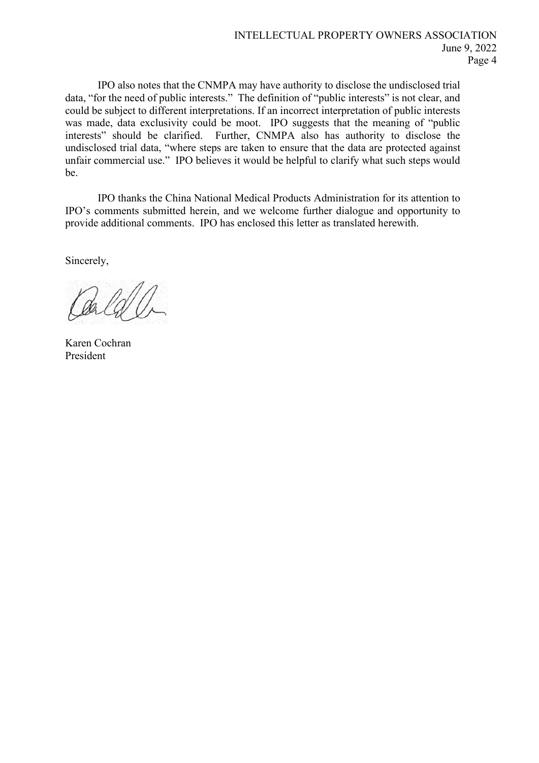IPO also notes that the CNMPA may have authority to disclose the undisclosed trial data, "for the need of public interests." The definition of "public interests" is not clear, and could be subject to different interpretations. If an incorrect interpretation of public interests was made, data exclusivity could be moot. IPO suggests that the meaning of "public interests" should be clarified. Further, CNMPA also has authority to disclose the undisclosed trial data, "where steps are taken to ensure that the data are protected against unfair commercial use." IPO believes it would be helpful to clarify what such steps would be.

IPO thanks the China National Medical Products Administration for its attention to IPO's comments submitted herein, and we welcome further dialogue and opportunity to provide additional comments. IPO has enclosed this letter as translated herewith.

Sincerely,

Karen Cochran
President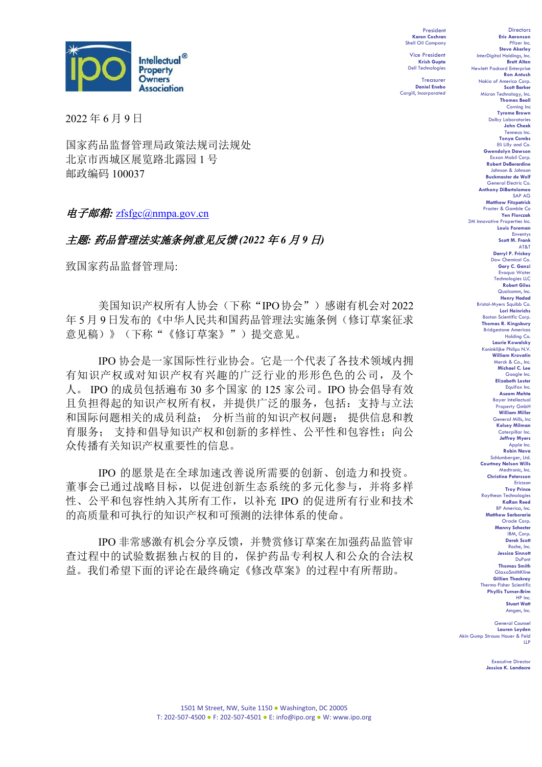Intellectual Property Owners Association

President
**Karen Cochran**
Shell Oil Company

Vice President
**Krish Gupta**
Dell Technologies

Treasurer
**Daniel Enebo**
Cargill, Incorporated

Directors
**Eric Aaronson**
Pfizer Inc.
**Steve Akerley**
InterDigital Holdings, Inc.
**Brett Alten**
Hewlett Packard Enterprise
**Ron Antush**
Nokia of America Corp.
**Scott Barker**
Micron Technology, Inc.
**Thomas Beall**
Corning Inc
**Tyrome Brown**
Dolby Laboratories
**John Cheek**
Tenneco Inc.
**Tonya Combs**
Eli Lilly and Co.
**Gwendolyn Dawson**
Exxon Mobil Corp.
**Robert DeBerardine**
Johnson & Johnson
**Buckmaster de Wolf**
General Electric Co.
**Anthony DiBartolomeo**
SAP AG
**Matthew Fitzpatrick**
Procter & Gamble Co
**Yen Florczak**
3M Innovative Properties Inc.
**Louis Foreman**
Enventys
**Scott M. Frank**
AT&T
**Darryl P. Frickey**
Dow Chemical Co.
**Gary C. Ganzi**
Evoqua Water Technologies LLC
**Robert Giles**
Qualcomm, Inc.
**Henry Hadad**
Bristol-Myers Squibb Co.
**Lori Heinrichs**
Boston Scientific Corp.
**Thomas R. Kingsbury**
Bridgestone Americas Holding Co.
**Laurie Kowalsky**
Koninklijke Philips N.V.
**William Krovatin**
Merck & Co., Inc.
**Michael C. Lee**
Google Inc.
**Elizabeth Lester**
Equifax Inc.
**Aseem Mehta**
Bayer Intellectual Property GmbH
**William Miller**
General Mills, Inc
**Kelsey Milman**
Caterpillar Inc.
**Jeffrey Myers**
Apple Inc.
**Robin Nava**
Schlumberger, Ltd.
**Courtney Nelson Wills**
Medtronic, Inc.
**Christina Petersson**
Ericsson
**Troy Prince**
Raytheon Technologies
**KaRan Reed**
BP America, Inc.
**Matthew Sarboraria**
Oracle Corp.
**Manny Schecter**
IBM, Corp.
**Derek Scott**
Roche, Inc.
**Jessica Sinnott**
DuPont
**Thomas Smith**
GlaxoSmithKline
**Gillian Thackray**
Thermo Fisher Scientific
**Phyllis Turner-Brim**
HP Inc.
**Stuart Watt**
Amgen, Inc.

General Counsel
**Lauren Leyden**
Akin Gump Strauss Hauer & Feld LLP

Executive Director
**Jessica K. Landacre**

2022 年 6 月 9 日

国家药品监督管理局政策法规司法规处
北京市西城区展览路北露园 1 号
邮政编码 100037

***电子邮箱:*** zfsfgc@nmpa.gov.cn

***主题: 药品管理法实施条例意见反馈 (2022 年 6 月 9 日)***

致国家药品监督管理局:

美国知识产权所有人协会（下称“IPO 协会”）感谢有机会对 2022 年 5 月 9 日发布的《中华人民共和国药品管理法实施条例（修订草案征求意见稿）》（下称“《修订草案》”）提交意见。

IPO 协会是一家国际性行业协会。它是一个代表了各技术领域内拥有知识产权或对知识产权有兴趣的广泛行业的形形色色的公司，及个人。 IPO 的成员包括遍布 30 多个国家 的 125 家公司。IPO 协会倡导有效且负担得起的知识产权所有权，并提供广泛的服务，包括：支持与立法和国际问题相关的成员利益； 分析当前的知识产权问题； 提供信息和教育服务； 支持和倡导知识产权和创新的多样性、公平性和包容性；向公众传播有关知识产权重要性的信息。

IPO 的愿景是在全球加速改善说所需要的创新、创造力和投资。董事会已通过战略目标，以促进创新生态系统的多元化参与，并将多样性、公平和包容性纳入其所有工作，以补充 IPO 的促进所有行业和技术的高质量和可执行的知识产权和可预测的法律体系的使命。

IPO 非常感激有机会分享反馈，并赞赏修订草案在加强药品监管审查过程中的试验数据独占权的目的，保护药品专利权人和公众的合法权益。我们希望下面的评论在最终确定《修改草案》的过程中有所帮助。

1501 M Street, NW, Suite 1150 ● Washington, DC 20005
T: 202-507-4500 ● F: 202-507-4501 ● E: info@ipo.org ● W: www.ipo.org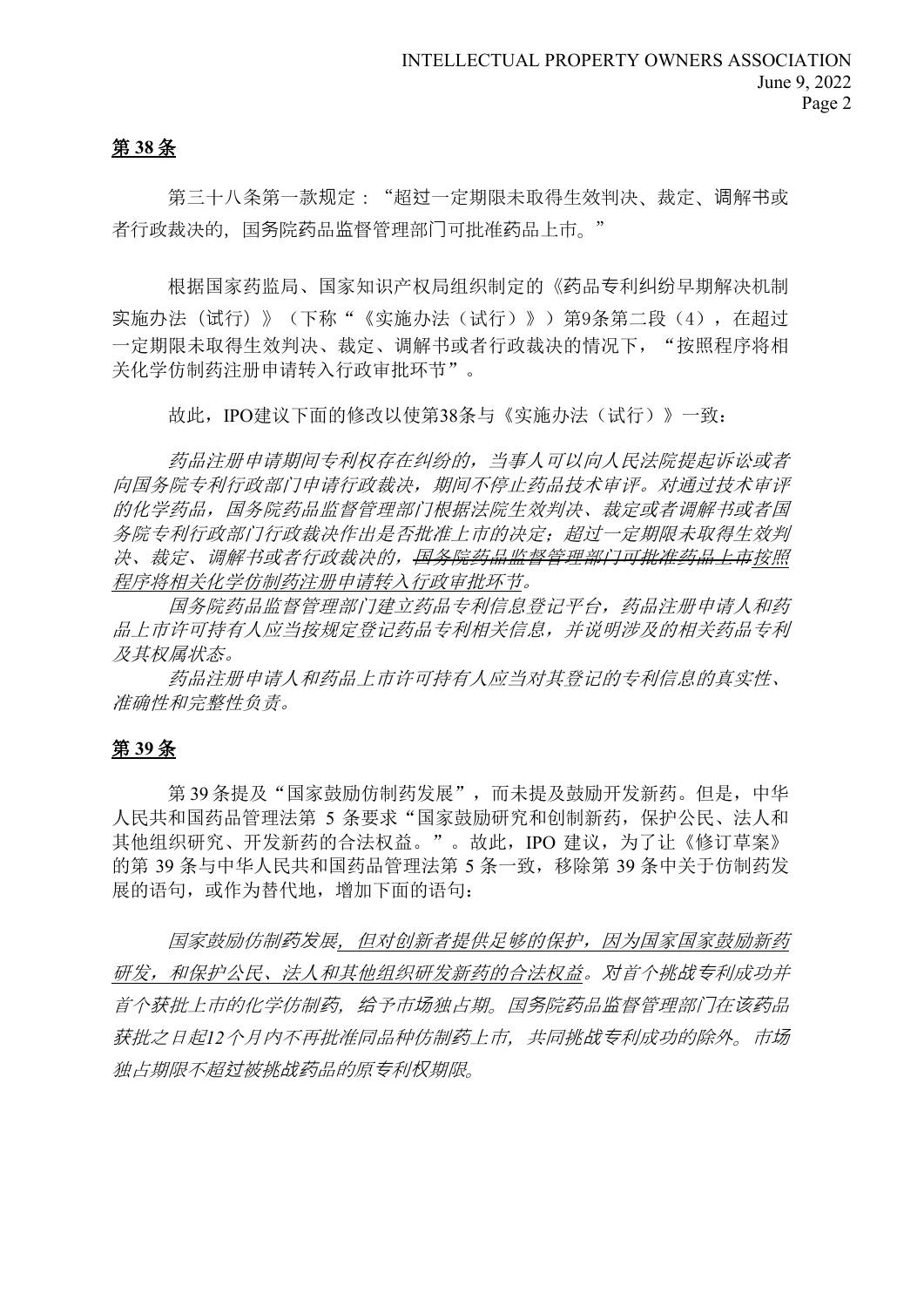## 第 38 条

第三十八条第一款规定："超过一定期限未取得生效判决、裁定、调解书或者行政裁决的，国务院药品监督管理部门可批准药品上市。"

根据国家药监局、国家知识产权局组织制定的《药品专利纠纷早期解决机制实施办法（试行）》（下称"《实施办法（试行）》）第9条第二段（4），在超过一定期限未取得生效判决、裁定、调解书或者行政裁决的情况下，"按照程序将相关化学仿制药注册申请转入行政审批环节"。

故此，IPO建议下面的修改以使第38条与《实施办法（试行）》一致：

*药品注册申请期间专利权存在纠纷的，当事人可以向人民法院提起诉讼或者向国务院专利行政部门申请行政裁决，期间不停止药品技术审评。对通过技术审评的化学药品，国务院药品监督管理部门根据法院生效判决、裁定或者调解书或者国务院专利行政部门行政裁决作出是否批准上市的决定；超过一定期限未取得生效判决、裁定、调解书或者行政裁决的，~~国务院药品监督管理部门可批准药品上市~~<u>按照程序将相关化学仿制药注册申请转入行政审批环节</u>。*

*国务院药品监督管理部门建立药品专利信息登记平台，药品注册申请人和药品上市许可持有人应当按规定登记药品专利相关信息，并说明涉及的相关药品专利及其权属状态。*

*药品注册申请人和药品上市许可持有人应当对其登记的专利信息的真实性、准确性和完整性负责。*

## 第 39 条

第 39 条提及"国家鼓励仿制药发展"，而未提及鼓励开发新药。但是，中华人民共和国药品管理法第 5 条要求"国家鼓励研究和创制新药，保护公民、法人和其他组织研究、开发新药的合法权益。"。故此，IPO 建议，为了让《修订草案》的第 39 条与中华人民共和国药品管理法第 5 条一致，移除第 39 条中关于仿制药发展的语句，或作为替代地，增加下面的语句：

*国家鼓励仿制药发展<u>，但对创新者提供足够的保护，因为国家国家鼓励新药研发，和保护公民、法人和其他组织研发新药的合法权益</u>。对首个挑战专利成功并首个获批上市的化学仿制药，给予市场独占期。国务院药品监督管理部门在该药品获批之日起12个月内不再批准同品种仿制药上市，共同挑战专利成功的除外。市场独占期限不超过被挑战药品的原专利权期限。*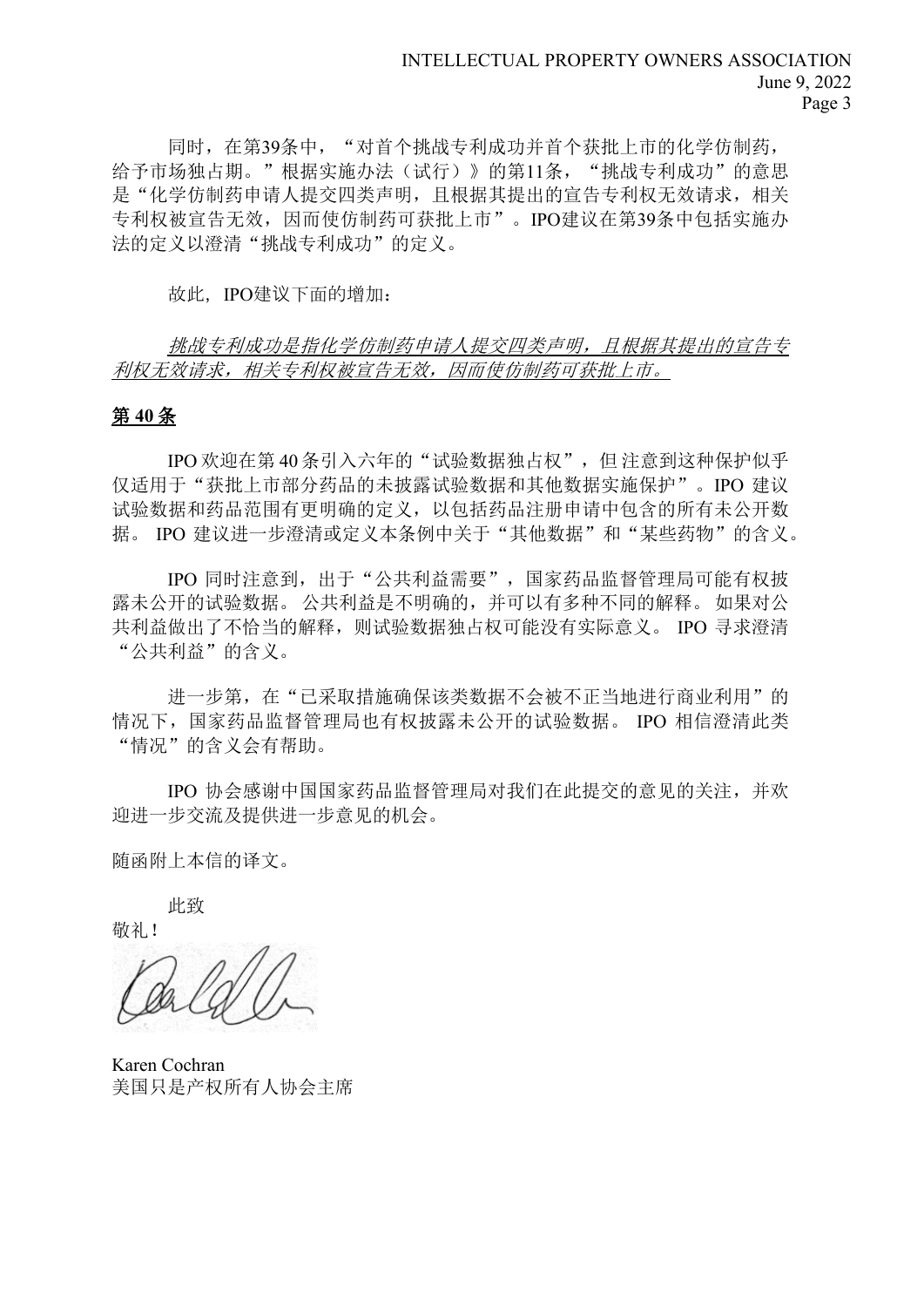同时，在第39条中，“对首个挑战专利成功并首个获批上市的化学仿制药，给予市场独占期。”根据实施办法（试行）》的第11条，“挑战专利成功”的意思是“化学仿制药申请人提交四类声明，且根据其提出的宣告专利权无效请求，相关专利权被宣告无效，因而使仿制药可获批上市”。IPO建议在第39条中包括实施办法的定义以澄清“挑战专利成功”的定义。

故此，IPO建议下面的增加：

*挑战专利成功是指化学仿制药申请人提交四类声明，且根据其提出的宣告专利权无效请求，相关专利权被宣告无效，因而使仿制药可获批上市。*

## 第 40 条

IPO 欢迎在第 40 条引入六年的“试验数据独占权”，但 注意到这种保护似乎仅适用于“获批上市部分药品的未披露试验数据和其他数据实施保护”。IPO 建议试验数据和药品范围有更明确的定义，以包括药品注册申请中包含的所有未公开数据。 IPO 建议进一步澄清或定义本条例中关于“其他数据”和“某些药物”的含义。

IPO 同时注意到，出于“公共利益需要”，国家药品监督管理局可能有权披露未公开的试验数据。 公共利益是不明确的，并可以有多种不同的解释。 如果对公共利益做出了不恰当的解释，则试验数据独占权可能没有实际意义。 IPO 寻求澄清“公共利益”的含义。

进一步第，在“已采取措施确保该类数据不会被不正当地进行商业利用”的情况下，国家药品监督管理局也有权披露未公开的试验数据。 IPO 相信澄清此类“情况”的含义会有帮助。

IPO 协会感谢中国国家药品监督管理局对我们在此提交的意见的关注，并欢迎进一步交流及提供进一步意见的机会。

随函附上本信的译文。

此致

敬礼！

Karen Cochran
美国只是产权所有人协会主席